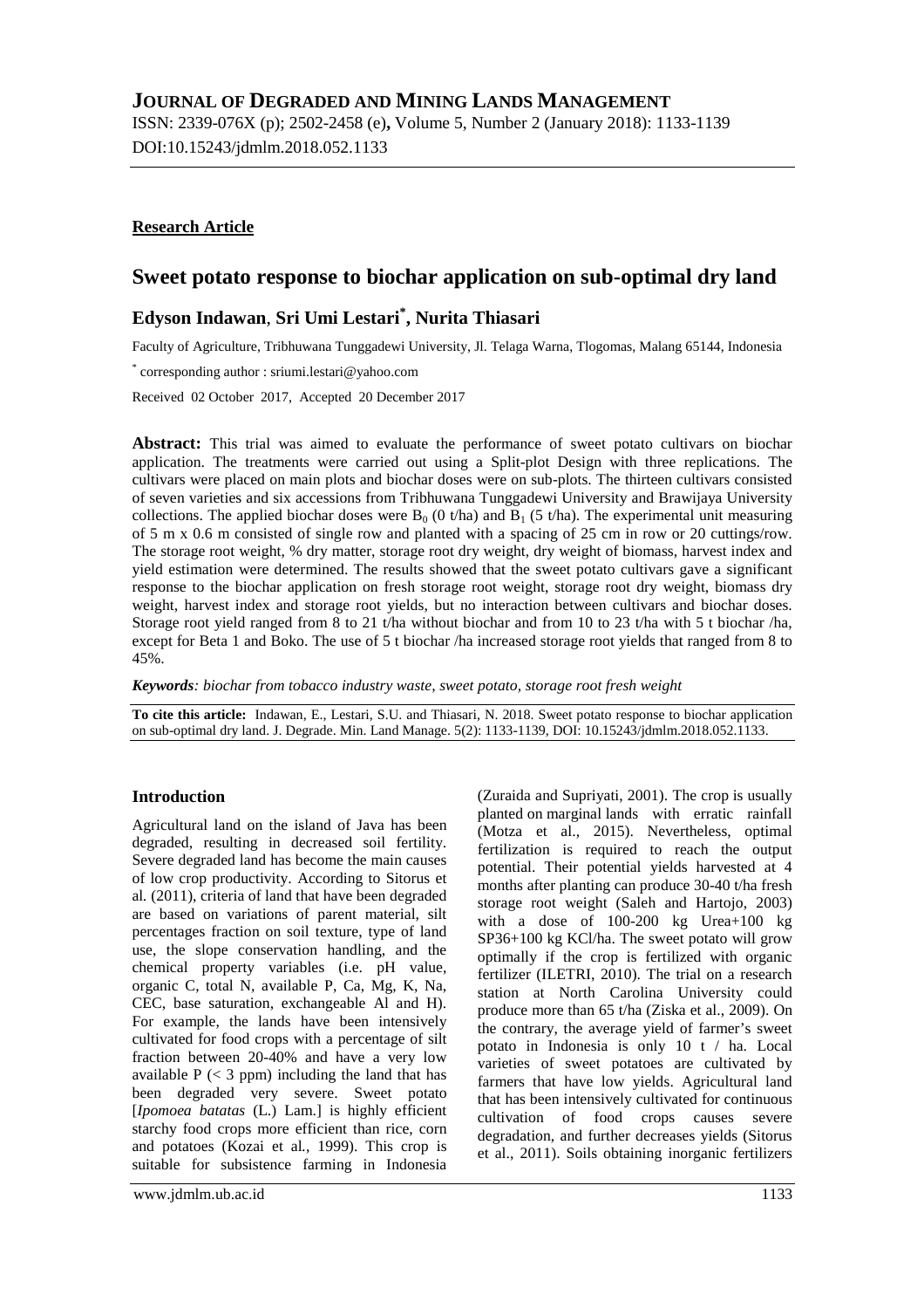# JOURNAL OF DEGRADED AND MINING LANDS MANAGEMENT

ISSN: 2339-076X (p); 2502-2458 (e), Volume 5, Number 2 (January 2018): 1133-1139
DOI:10.15243/jdmlm.2018.052.1133

**Research Article**

## Sweet potato response to biochar application on sub-optimal dry land

**Edyson Indawan, Sri Umi Lestari[*], Nurita Thiasari**

Faculty of Agriculture, Tribhuwana Tunggadewi University, Jl. Telaga Warna, Tlogomas, Malang 65144, Indonesia

[*] corresponding author : sriumi.lestari@yahoo.com

Received 02 October 2017, Accepted 20 December 2017

**Abstract:** This trial was aimed to evaluate the performance of sweet potato cultivars on biochar application. The treatments were carried out using a Split-plot Design with three replications. The cultivars were placed on main plots and biochar doses were on sub-plots. The thirteen cultivars consisted of seven varieties and six accessions from Tribhuwana Tunggadewi University and Brawijaya University collections. The applied biochar doses were $B_0$ (0 t/ha) and $B_1$ (5 t/ha). The experimental unit measuring of 5 m x 0.6 m consisted of single row and planted with a spacing of 25 cm in row or 20 cuttings/row. The storage root weight, % dry matter, storage root dry weight, dry weight of biomass, harvest index and yield estimation were determined. The results showed that the sweet potato cultivars gave a significant response to the biochar application on fresh storage root weight, storage root dry weight, biomass dry weight, harvest index and storage root yields, but no interaction between cultivars and biochar doses. Storage root yield ranged from 8 to 21 t/ha without biochar and from 10 to 23 t/ha with 5 t biochar /ha, except for Beta 1 and Boko. The use of 5 t biochar /ha increased storage root yields that ranged from 8 to 45%.

***Keywords**: biochar from tobacco industry waste, sweet potato, storage root fresh weight*

**To cite this article:** Indawan, E., Lestari, S.U. and Thiasari, N. 2018. Sweet potato response to biochar application on sub-optimal dry land. J. Degrade. Min. Land Manage. 5(2): 1133-1139, DOI: 10.15243/jdmlm.2018.052.1133.

### Introduction

Agricultural land on the island of Java has been degraded, resulting in decreased soil fertility. Severe degraded land has become the main causes of low crop productivity. According to Sitorus et al. (2011), criteria of land that have been degraded are based on variations of parent material, silt percentages fraction on soil texture, type of land use, the slope conservation handling, and the chemical property variables (i.e. pH value, organic C, total N, available P, Ca, Mg, K, Na, CEC, base saturation, exchangeable Al and H). For example, the lands have been intensively cultivated for food crops with a percentage of silt fraction between 20-40% and have a very low available P (< 3 ppm) including the land that has been degraded very severe. Sweet potato [*Ipomoea batatas* (L.) Lam.] is highly efficient starchy food crops more efficient than rice, corn and potatoes (Kozai et al., 1999). This crop is suitable for subsistence farming in Indonesia (Zuraida and Supriyati, 2001). The crop is usually planted on marginal lands with erratic rainfall (Motza et al., 2015). Nevertheless, optimal fertilization is required to reach the output potential. Their potential yields harvested at 4 months after planting can produce 30-40 t/ha fresh storage root weight (Saleh and Hartojo, 2003) with a dose of 100-200 kg Urea+100 kg SP36+100 kg KCl/ha. The sweet potato will grow optimally if the crop is fertilized with organic fertilizer (ILETRI, 2010). The trial on a research station at North Carolina University could produce more than 65 t/ha (Ziska et al., 2009). On the contrary, the average yield of farmer's sweet potato in Indonesia is only 10 t / ha. Local varieties of sweet potatoes are cultivated by farmers that have low yields. Agricultural land that has been intensively cultivated for continuous cultivation of food crops causes severe degradation, and further decreases yields (Sitorus et al., 2011). Soils obtaining inorganic fertilizers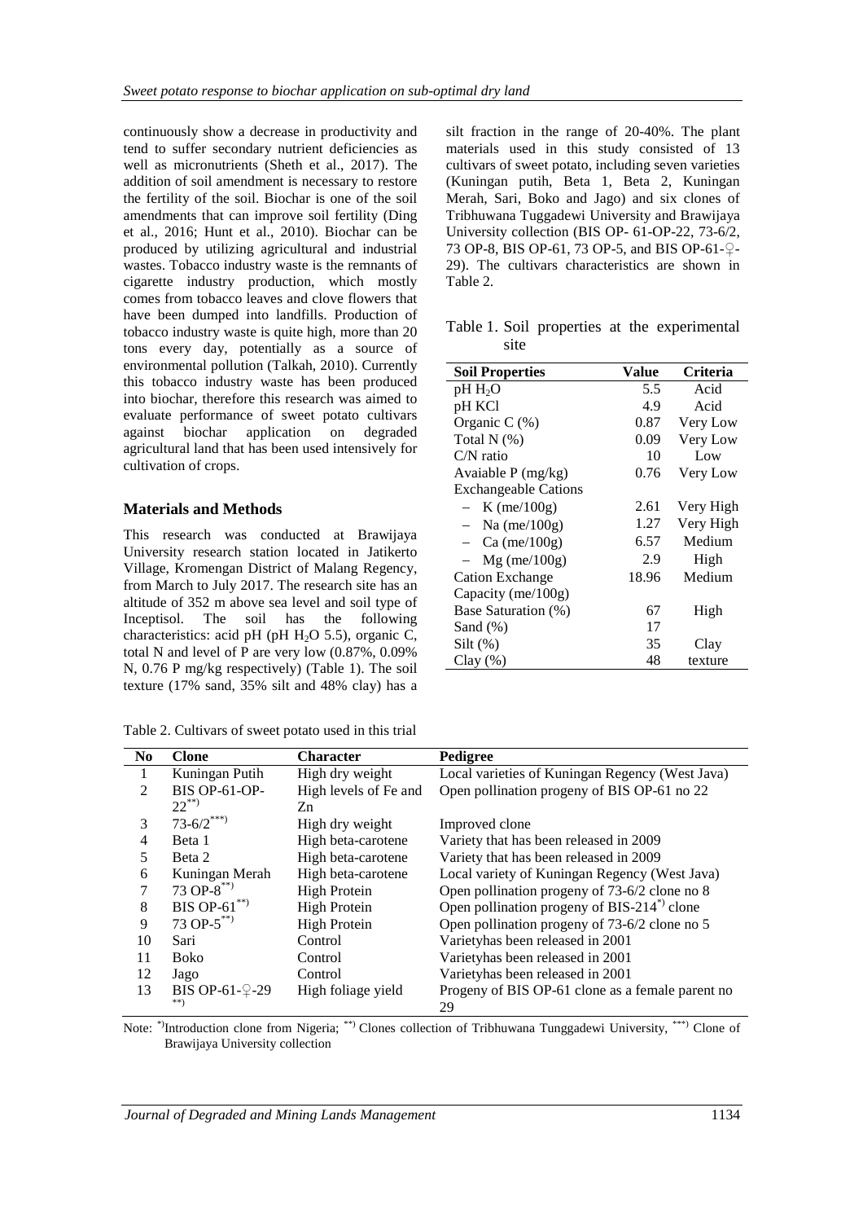continuously show a decrease in productivity and tend to suffer secondary nutrient deficiencies as well as micronutrients (Sheth et al., 2017). The addition of soil amendment is necessary to restore the fertility of the soil. Biochar is one of the soil amendments that can improve soil fertility (Ding et al., 2016; Hunt et al., 2010). Biochar can be produced by utilizing agricultural and industrial wastes. Tobacco industry waste is the remnants of cigarette industry production, which mostly comes from tobacco leaves and clove flowers that have been dumped into landfills. Production of tobacco industry waste is quite high, more than 20 tons every day, potentially as a source of environmental pollution (Talkah, 2010). Currently this tobacco industry waste has been produced into biochar, therefore this research was aimed to evaluate performance of sweet potato cultivars against biochar application on degraded agricultural land that has been used intensively for cultivation of crops.

## Materials and Methods

This research was conducted at Brawijaya University research station located in Jatikerto Village, Kromengan District of Malang Regency, from March to July 2017. The research site has an altitude of 352 m above sea level and soil type of Inceptisol. The soil has the following characteristics: acid pH (pH $H_2O$ 5.5), organic C, total N and level of P are very low (0.87%, 0.09% N, 0.76 P mg/kg respectively) (Table 1). The soil texture (17% sand, 35% silt and 48% clay) has a silt fraction in the range of 20-40%. The plant materials used in this study consisted of 13 cultivars of sweet potato, including seven varieties (Kuningan putih, Beta 1, Beta 2, Kuningan Merah, Sari, Boko and Jago) and six clones of Tribhuwana Tuggadewi University and Brawijaya University collection (BIS OP- 61-OP-22, 73-6/2, 73 OP-8, BIS OP-61, 73 OP-5, and BIS OP-61-♀-29). The cultivars characteristics are shown in Table 2.

Table 1. Soil properties at the experimental site

| Soil Properties | Value | Criteria |
|---|---|---|
| pH $H_2O$ | 5.5 | Acid |
| pH KCl | 4.9 | Acid |
| Organic C (%) | 0.87 | Very Low |
| Total N (%) | 0.09 | Very Low |
| C/N ratio | 10 | Low |
| Avaiable P (mg/kg) | 0.76 | Very Low |
| Exchangeable Cations | | |
| – K (me/100g) | 2.61 | Very High |
| – Na (me/100g) | 1.27 | Very High |
| – Ca (me/100g) | 6.57 | Medium |
| – Mg (me/100g) | 2.9 | High |
| Cation Exchange Capacity (me/100g) | 18.96 | Medium |
| Base Saturation (%) | 67 | High |
| Sand (%) | 17 | Clay texture |
| Silt (%) | 35 | |
| Clay (%) | 48 | |

Table 2. Cultivars of sweet potato used in this trial

| No | Clone | Character | Pedigree |
|---|---|---|---|
| 1 | Kuningan Putih | High dry weight | Local varieties of Kuningan Regency (West Java) |
| 2 | BIS OP-61-OP-22**) | High levels of Fe and Zn | Open pollination progeny of BIS OP-61 no 22 |
| 3 | 73-6/2***) | High dry weight | Improved clone |
| 4 | Beta 1 | High beta-carotene | Variety that has been released in 2009 |
| 5 | Beta 2 | High beta-carotene | Variety that has been released in 2009 |
| 6 | Kuningan Merah | High beta-carotene | Local variety of Kuningan Regency (West Java) |
| 7 | 73 OP-8**) | High Protein | Open pollination progeny of 73-6/2 clone no 8 |
| 8 | BIS OP-61**) | High Protein | Open pollination progeny of BIS-214*) clone |
| 9 | 73 OP-5**) | High Protein | Open pollination progeny of 73-6/2 clone no 5 |
| 10 | Sari | Control | Varietyhas been released in 2001 |
| 11 | Boko | Control | Varietyhas been released in 2001 |
| 12 | Jago | Control | Varietyhas been released in 2001 |
| 13 | BIS OP-61-♀-29 **) | High foliage yield | Progeny of BIS OP-61 clone as a female parent no 29 |

Note: *)Introduction clone from Nigeria; **) Clones collection of Tribhuwana Tunggadewi University, ***) Clone of Brawijaya University collection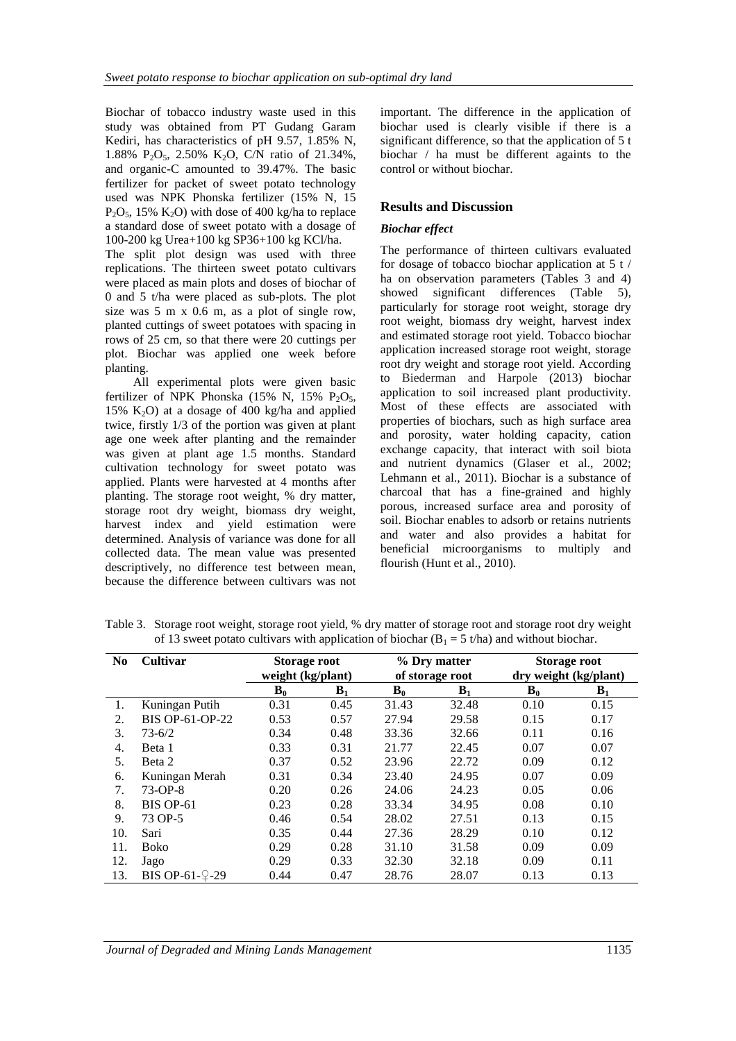Biochar of tobacco industry waste used in this study was obtained from PT Gudang Garam Kediri, has characteristics of pH 9.57, 1.85% N, 1.88% $P_2O_5$, 2.50% $K_2O$, C/N ratio of 21.34%, and organic-C amounted to 39.47%. The basic fertilizer for packet of sweet potato technology used was NPK Phonska fertilizer (15% N, 15 $P_2O_5$, 15% $K_2O$) with dose of 400 kg/ha to replace a standard dose of sweet potato with a dosage of 100-200 kg Urea+100 kg SP36+100 kg KCl/ha.

The split plot design was used with three replications. The thirteen sweet potato cultivars were placed as main plots and doses of biochar of 0 and 5 t/ha were placed as sub-plots. The plot size was 5 m x 0.6 m, as a plot of single row, planted cuttings of sweet potatoes with spacing in rows of 25 cm, so that there were 20 cuttings per plot. Biochar was applied one week before planting.

All experimental plots were given basic fertilizer of NPK Phonska (15% N, 15% $P_2O_5$, 15% $K_2O$) at a dosage of 400 kg/ha and applied twice, firstly 1/3 of the portion was given at plant age one week after planting and the remainder was given at plant age 1.5 months. Standard cultivation technology for sweet potato was applied. Plants were harvested at 4 months after planting. The storage root weight, % dry matter, storage root dry weight, biomass dry weight, harvest index and yield estimation were determined. Analysis of variance was done for all collected data. The mean value was presented descriptively, no difference test between mean, because the difference between cultivars was not important. The difference in the application of biochar used is clearly visible if there is a significant difference, so that the application of 5 t biochar / ha must be different againts to the control or without biochar.

## Results and Discussion

### *Biochar effect*

The performance of thirteen cultivars evaluated for dosage of tobacco biochar application at 5 t / ha on observation parameters (Tables 3 and 4) showed significant differences (Table 5), particularly for storage root weight, storage dry root weight, biomass dry weight, harvest index and estimated storage root yield. Tobacco biochar application increased storage root weight, storage root dry weight and storage root yield. According to Biederman and Harpole (2013) biochar application to soil increased plant productivity. Most of these effects are associated with properties of biochars, such as high surface area and porosity, water holding capacity, cation exchange capacity, that interact with soil biota and nutrient dynamics (Glaser et al., 2002; Lehmann et al., 2011). Biochar is a substance of charcoal that has a fine-grained and highly porous, increased surface area and porosity of soil. Biochar enables to adsorb or retains nutrients and water and also provides a habitat for beneficial microorganisms to multiply and flourish (Hunt et al., 2010).

Table 3. Storage root weight, storage root yield, % dry matter of storage root and storage root dry weight of 13 sweet potato cultivars with application of biochar ($B_1$ = 5 t/ha) and without biochar.

| No | Cultivar | Storage root weight (kg/plant) | | % Dry matter of storage root | | Storage root dry weight (kg/plant) | |
|---|---|---|---|---|---|---|---|
| | | $B_0$ | $B_1$ | $B_0$ | $B_1$ | $B_0$ | $B_1$ |
| 1. | Kuningan Putih | 0.31 | 0.45 | 31.43 | 32.48 | 0.10 | 0.15 |
| 2. | BIS OP-61-OP-22 | 0.53 | 0.57 | 27.94 | 29.58 | 0.15 | 0.17 |
| 3. | 73-6/2 | 0.34 | 0.48 | 33.36 | 32.66 | 0.11 | 0.16 |
| 4. | Beta 1 | 0.33 | 0.31 | 21.77 | 22.45 | 0.07 | 0.07 |
| 5. | Beta 2 | 0.37 | 0.52 | 23.96 | 22.72 | 0.09 | 0.12 |
| 6. | Kuningan Merah | 0.31 | 0.34 | 23.40 | 24.95 | 0.07 | 0.09 |
| 7. | 73-OP-8 | 0.20 | 0.26 | 24.06 | 24.23 | 0.05 | 0.06 |
| 8. | BIS OP-61 | 0.23 | 0.28 | 33.34 | 34.95 | 0.08 | 0.10 |
| 9. | 73 OP-5 | 0.46 | 0.54 | 28.02 | 27.51 | 0.13 | 0.15 |
| 10. | Sari | 0.35 | 0.44 | 27.36 | 28.29 | 0.10 | 0.12 |
| 11. | Boko | 0.29 | 0.28 | 31.10 | 31.58 | 0.09 | 0.09 |
| 12. | Jago | 0.29 | 0.33 | 32.30 | 32.18 | 0.09 | 0.11 |
| 13. | BIS OP-61-♀-29 | 0.44 | 0.47 | 28.76 | 28.07 | 0.13 | 0.13 |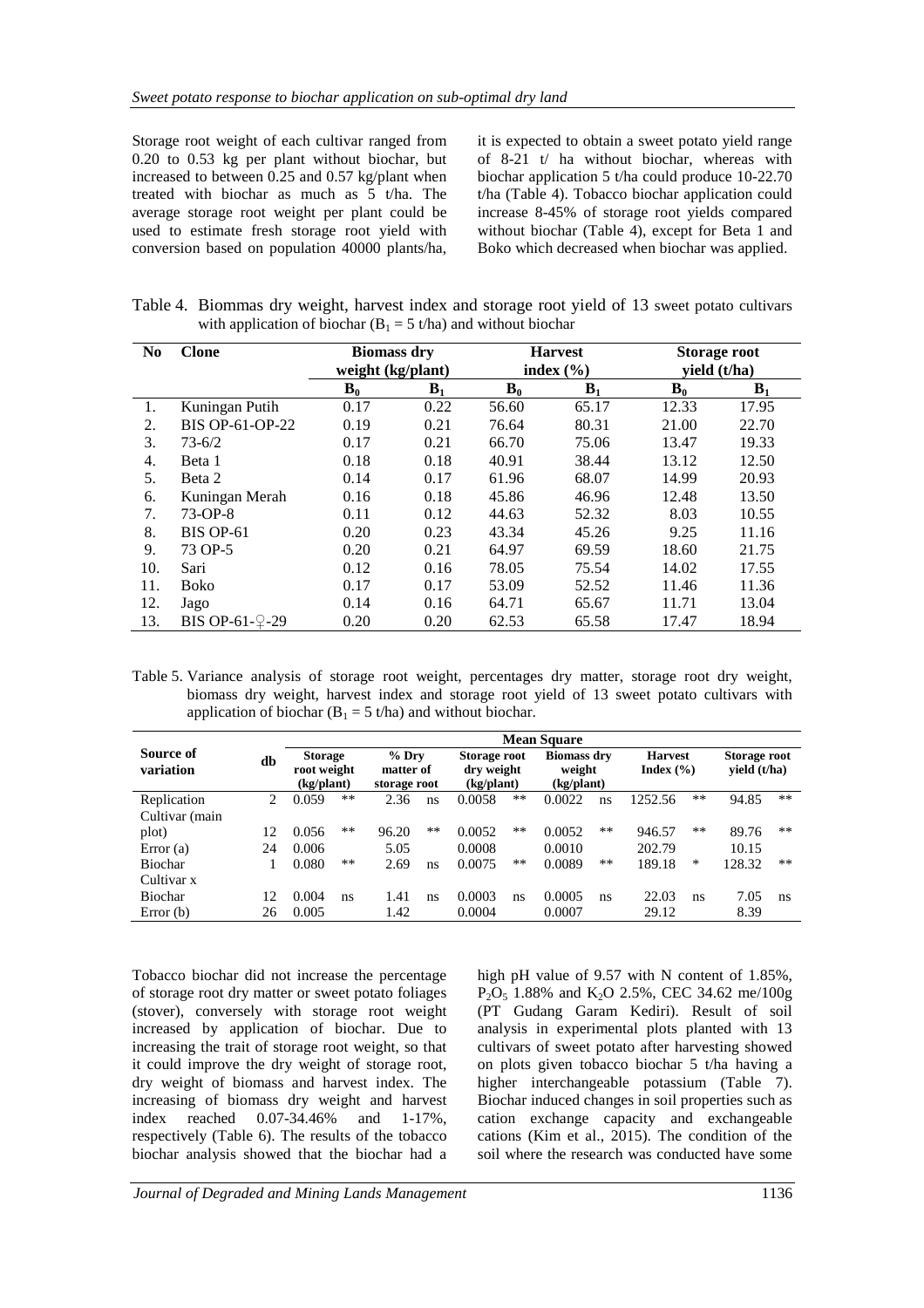Storage root weight of each cultivar ranged from 0.20 to 0.53 kg per plant without biochar, but increased to between 0.25 and 0.57 kg/plant when treated with biochar as much as 5 t/ha. The average storage root weight per plant could be used to estimate fresh storage root yield with conversion based on population 40000 plants/ha, it is expected to obtain a sweet potato yield range of 8-21 t/ ha without biochar, whereas with biochar application 5 t/ha could produce 10-22.70 t/ha (Table 4). Tobacco biochar application could increase 8-45% of storage root yields compared without biochar (Table 4), except for Beta 1 and Boko which decreased when biochar was applied.

Table 4. Biommas dry weight, harvest index and storage root yield of 13 sweet potato cultivars with application of biochar ($B_1$ = 5 t/ha) and without biochar

| No | Clone | Biomass dry weight (kg/plant) | | Harvest index (%) | | Storage root yield (t/ha) | |
|---|---|---|---|---|---|---|---|
| | | $B_0$ | $B_1$ | $B_0$ | $B_1$ | $B_0$ | $B_1$ |
| 1. | Kuningan Putih | 0.17 | 0.22 | 56.60 | 65.17 | 12.33 | 17.95 |
| 2. | BIS OP-61-OP-22 | 0.19 | 0.21 | 76.64 | 80.31 | 21.00 | 22.70 |
| 3. | 73-6/2 | 0.17 | 0.21 | 66.70 | 75.06 | 13.47 | 19.33 |
| 4. | Beta 1 | 0.18 | 0.18 | 40.91 | 38.44 | 13.12 | 12.50 |
| 5. | Beta 2 | 0.14 | 0.17 | 61.96 | 68.07 | 14.99 | 20.93 |
| 6. | Kuningan Merah | 0.16 | 0.18 | 45.86 | 46.96 | 12.48 | 13.50 |
| 7. | 73-OP-8 | 0.11 | 0.12 | 44.63 | 52.32 | 8.03 | 10.55 |
| 8. | BIS OP-61 | 0.20 | 0.23 | 43.34 | 45.26 | 9.25 | 11.16 |
| 9. | 73 OP-5 | 0.20 | 0.21 | 64.97 | 69.59 | 18.60 | 21.75 |
| 10. | Sari | 0.12 | 0.16 | 78.05 | 75.54 | 14.02 | 17.55 |
| 11. | Boko | 0.17 | 0.17 | 53.09 | 52.52 | 11.46 | 11.36 |
| 12. | Jago | 0.14 | 0.16 | 64.71 | 65.67 | 11.71 | 13.04 |
| 13. | BIS OP-61-♀-29 | 0.20 | 0.20 | 62.53 | 65.58 | 17.47 | 18.94 |

Table 5. Variance analysis of storage root weight, percentages dry matter, storage root dry weight, biomass dry weight, harvest index and storage root yield of 13 sweet potato cultivars with application of biochar ($B_1$ = 5 t/ha) and without biochar.

| Source of variation | db | Mean Square | | | | | | | | | | | |
|---|---|---|---|---|---|---|---|---|---|---|---|---|---|
| | | Storage root weight (kg/plant) | | % Dry matter of storage root | | Storage root dry weight (kg/plant) | | Biomass dry weight (kg/plant) | | Harvest Index (%) | | Storage root yield (t/ha) | |
| Replication | 2 | 0.059 | ** | 2.36 | ns | 0.0058 | ** | 0.0022 | ns | 1252.56 | ** | 94.85 | ** |
| Cultivar (main plot) | 12 | 0.056 | ** | 96.20 | ** | 0.0052 | ** | 0.0052 | ** | 946.57 | ** | 89.76 | ** |
| Error (a) | 24 | 0.006 | | 5.05 | | 0.0008 | | 0.0010 | | 202.79 | | 10.15 | |
| Biochar | 1 | 0.080 | ** | 2.69 | ns | 0.0075 | ** | 0.0089 | ** | 189.18 | * | 128.32 | ** |
| Cultivar x Biochar | 12 | 0.004 | ns | 1.41 | ns | 0.0003 | ns | 0.0005 | ns | 22.03 | ns | 7.05 | ns |
| Error (b) | 26 | 0.005 | | 1.42 | | 0.0004 | | 0.0007 | | 29.12 | | 8.39 | |

Tobacco biochar did not increase the percentage of storage root dry matter or sweet potato foliages (stover), conversely with storage root weight increased by application of biochar. Due to increasing the trait of storage root weight, so that it could improve the dry weight of storage root, dry weight of biomass and harvest index. The increasing of biomass dry weight and harvest index reached 0.07-34.46% and 1-17%, respectively (Table 6). The results of the tobacco biochar analysis showed that the biochar had a high pH value of 9.57 with N content of 1.85%, $P_2O_5$ 1.88% and $K_2O$ 2.5%, CEC 34.62 me/100g (PT Gudang Garam Kediri). Result of soil analysis in experimental plots planted with 13 cultivars of sweet potato after harvesting showed on plots given tobacco biochar 5 t/ha having a higher interchangeable potassium (Table 7). Biochar induced changes in soil properties such as cation exchange capacity and exchangeable cations (Kim et al., 2015). The condition of the soil where the research was conducted have some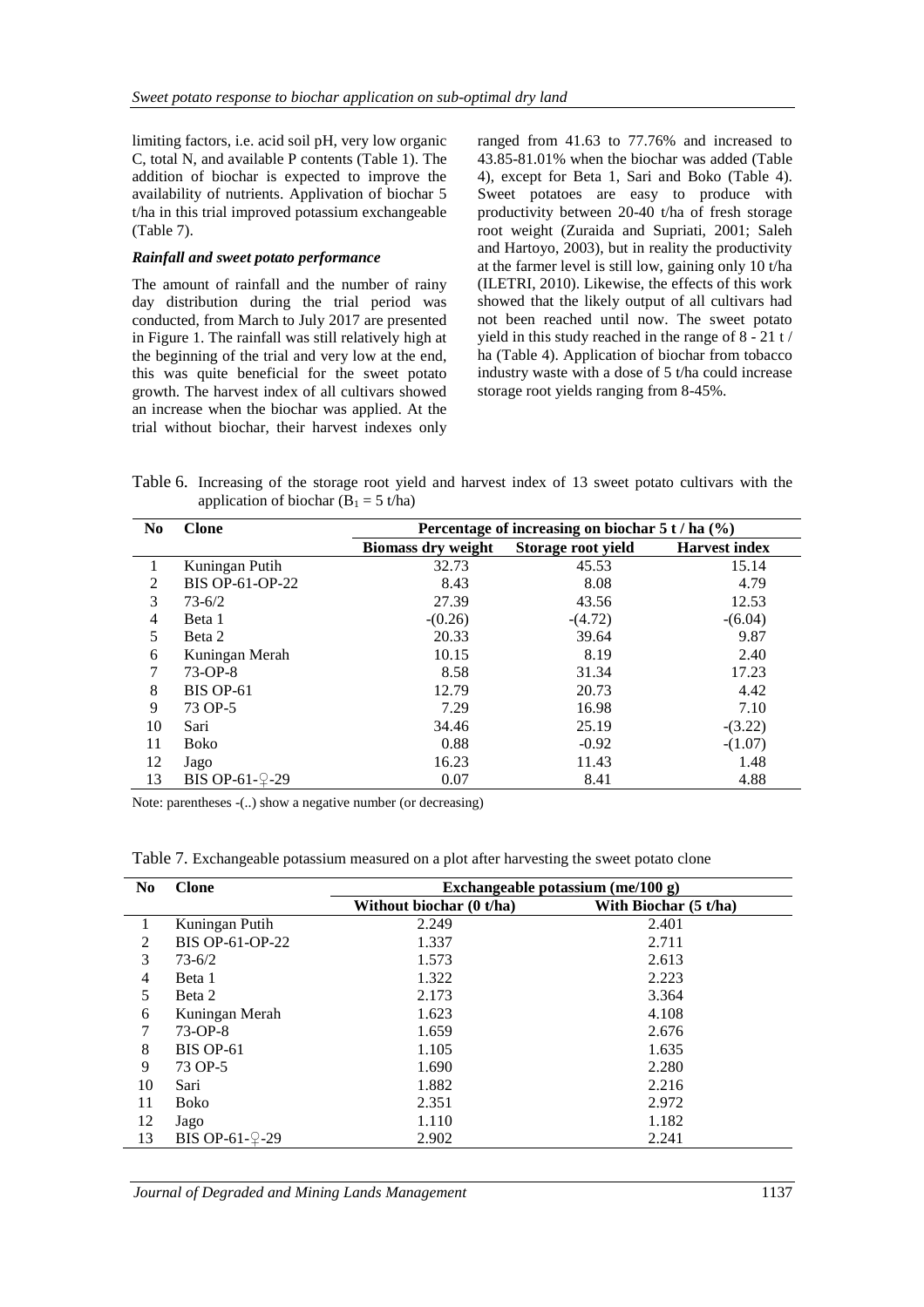limiting factors, i.e. acid soil pH, very low organic C, total N, and available P contents (Table 1). The addition of biochar is expected to improve the availability of nutrients. Applivation of biochar 5 t/ha in this trial improved potassium exchangeable (Table 7).

### *Rainfall and sweet potato performance*

The amount of rainfall and the number of rainy day distribution during the trial period was conducted, from March to July 2017 are presented in Figure 1. The rainfall was still relatively high at the beginning of the trial and very low at the end, this was quite beneficial for the sweet potato growth. The harvest index of all cultivars showed an increase when the biochar was applied. At the trial without biochar, their harvest indexes only ranged from 41.63 to 77.76% and increased to 43.85-81.01% when the biochar was added (Table 4), except for Beta 1, Sari and Boko (Table 4). Sweet potatoes are easy to produce with productivity between 20-40 t/ha of fresh storage root weight (Zuraida and Supriati, 2001; Saleh and Hartoyo, 2003), but in reality the productivity at the farmer level is still low, gaining only 10 t/ha (ILETRI, 2010). Likewise, the effects of this work showed that the likely output of all cultivars had not been reached until now. The sweet potato yield in this study reached in the range of 8 - 21 t / ha (Table 4). Application of biochar from tobacco industry waste with a dose of 5 t/ha could increase storage root yields ranging from 8-45%.

Table 6. Increasing of the storage root yield and harvest index of 13 sweet potato cultivars with the application of biochar ($B_1$ = 5 t/ha)

| No | Clone | Percentage of increasing on biochar 5 t / ha (%) | | |
|---|---|---|---|---|
| | | Biomass dry weight | Storage root yield | Harvest index |
| 1 | Kuningan Putih | 32.73 | 45.53 | 15.14 |
| 2 | BIS OP-61-OP-22 | 8.43 | 8.08 | 4.79 |
| 3 | 73-6/2 | 27.39 | 43.56 | 12.53 |
| 4 | Beta 1 | -(0.26) | -(4.72) | -(6.04) |
| 5 | Beta 2 | 20.33 | 39.64 | 9.87 |
| 6 | Kuningan Merah | 10.15 | 8.19 | 2.40 |
| 7 | 73-OP-8 | 8.58 | 31.34 | 17.23 |
| 8 | BIS OP-61 | 12.79 | 20.73 | 4.42 |
| 9 | 73 OP-5 | 7.29 | 16.98 | 7.10 |
| 10 | Sari | 34.46 | 25.19 | -(3.22) |
| 11 | Boko | 0.88 | -0.92 | -(1.07) |
| 12 | Jago | 16.23 | 11.43 | 1.48 |
| 13 | BIS OP-61-♀-29 | 0.07 | 8.41 | 4.88 |

Note: parentheses -(..) show a negative number (or decreasing)

Table 7. Exchangeable potassium measured on a plot after harvesting the sweet potato clone

| No | Clone | Exchangeable potassium (me/100 g) | |
|---|---|---|---|
| | | Without biochar (0 t/ha) | With Biochar (5 t/ha) |
| 1 | Kuningan Putih | 2.249 | 2.401 |
| 2 | BIS OP-61-OP-22 | 1.337 | 2.711 |
| 3 | 73-6/2 | 1.573 | 2.613 |
| 4 | Beta 1 | 1.322 | 2.223 |
| 5 | Beta 2 | 2.173 | 3.364 |
| 6 | Kuningan Merah | 1.623 | 4.108 |
| 7 | 73-OP-8 | 1.659 | 2.676 |
| 8 | BIS OP-61 | 1.105 | 1.635 |
| 9 | 73 OP-5 | 1.690 | 2.280 |
| 10 | Sari | 1.882 | 2.216 |
| 11 | Boko | 2.351 | 2.972 |
| 12 | Jago | 1.110 | 1.182 |
| 13 | BIS OP-61-♀-29 | 2.902 | 2.241 |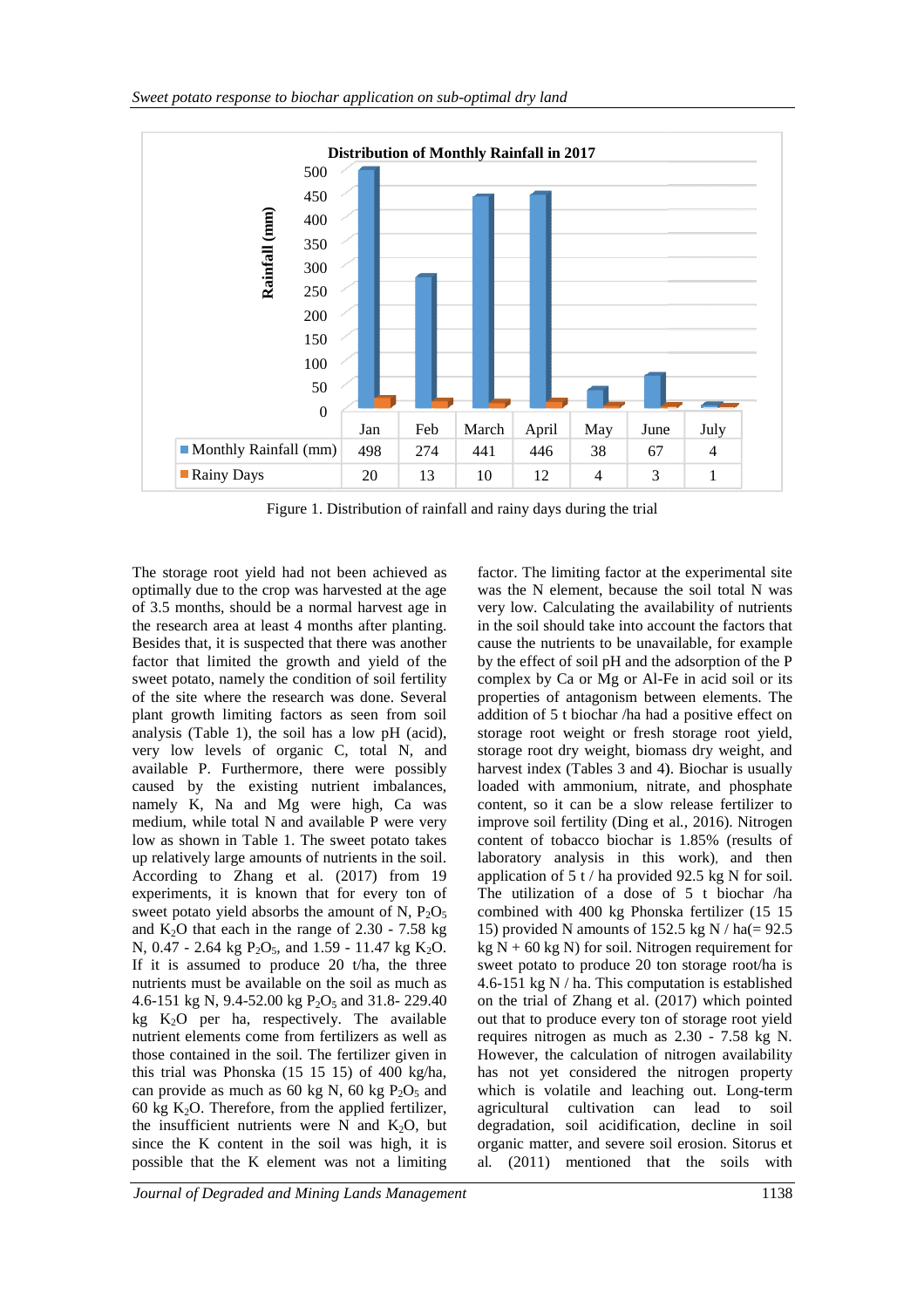**Distribution of Monthly Rainfall in 2017**

| | Jan | Feb | March | April | May | June | July |
|---|---|---|---|---|---|---|---|
| Monthly Rainfall (mm) | 498 | 274 | 441 | 446 | 38 | 67 | 4 |
| Rainy Days | 20 | 13 | 10 | 12 | 4 | 3 | 1 |

Figure 1. Distribution of rainfall and rainy days during the trial

The storage root yield had not been achieved as optimally due to the crop was harvested at the age of 3.5 months, should be a normal harvest age in the research area at least 4 months after planting. Besides that, it is suspected that there was another factor that limited the growth and yield of the sweet potato, namely the condition of soil fertility of the site where the research was done. Several plant growth limiting factors as seen from soil analysis (Table 1), the soil has a low pH (acid), very low levels of organic C, total N, and available P. Furthermore, there were possibly caused by the existing nutrient imbalances, namely K, Na and Mg were high, Ca was medium, while total N and available P were very low as shown in Table 1. The sweet potato takes up relatively large amounts of nutrients in the soil. According to Zhang et al. (2017) from 19 experiments, it is known that for every ton of sweet potato yield absorbs the amount of N, $P_2O_5$ and $K_2O$ that each in the range of 2.30 - 7.58 kg N, 0.47 - 2.64 kg $P_2O_5$, and 1.59 - 11.47 kg $K_2O$. If it is assumed to produce 20 t/ha, the three nutrients must be available on the soil as much as 4.6-151 kg N, 9.4-52.00 kg $P_2O_5$ and 31.8- 229.40 kg $K_2O$ per ha, respectively. The available nutrient elements come from fertilizers as well as those contained in the soil. The fertilizer given in this trial was Phonska (15 15 15) of 400 kg/ha, can provide as much as 60 kg N, 60 kg $P_2O_5$ and 60 kg $K_2O$. Therefore, from the applied fertilizer, the insufficient nutrients were N and $K_2O$, but since the K content in the soil was high, it is possible that the K element was not a limiting factor. The limiting factor at the experimental site was the N element, because the soil total N was very low. Calculating the availability of nutrients in the soil should take into account the factors that cause the nutrients to be unavailable, for example by the effect of soil pH and the adsorption of the P complex by Ca or Mg or Al-Fe in acid soil or its properties of antagonism between elements. The addition of 5 t biochar /ha had a positive effect on storage root weight or fresh storage root yield, storage root dry weight, biomass dry weight, and harvest index (Tables 3 and 4). Biochar is usually loaded with ammonium, nitrate, and phosphate content, so it can be a slow release fertilizer to improve soil fertility (Ding et al., 2016). Nitrogen content of tobacco biochar is 1.85% (results of laboratory analysis in this work), and then application of 5 t / ha provided 92.5 kg N for soil. The utilization of a dose of 5 t biochar /ha combined with 400 kg Phonska fertilizer (15 15 15) provided N amounts of 152.5 kg N / ha(= 92.5 kg N + 60 kg N) for soil. Nitrogen requirement for sweet potato to produce 20 ton storage root/ha is 4.6-151 kg N / ha. This computation is established on the trial of Zhang et al. (2017) which pointed out that to produce every ton of storage root yield requires nitrogen as much as 2.30 - 7.58 kg N. However, the calculation of nitrogen availability has not yet considered the nitrogen property which is volatile and leaching out. Long-term agricultural cultivation can lead to soil degradation, soil acidification, decline in soil organic matter, and severe soil erosion. Sitorus et al. (2011) mentioned that the soils with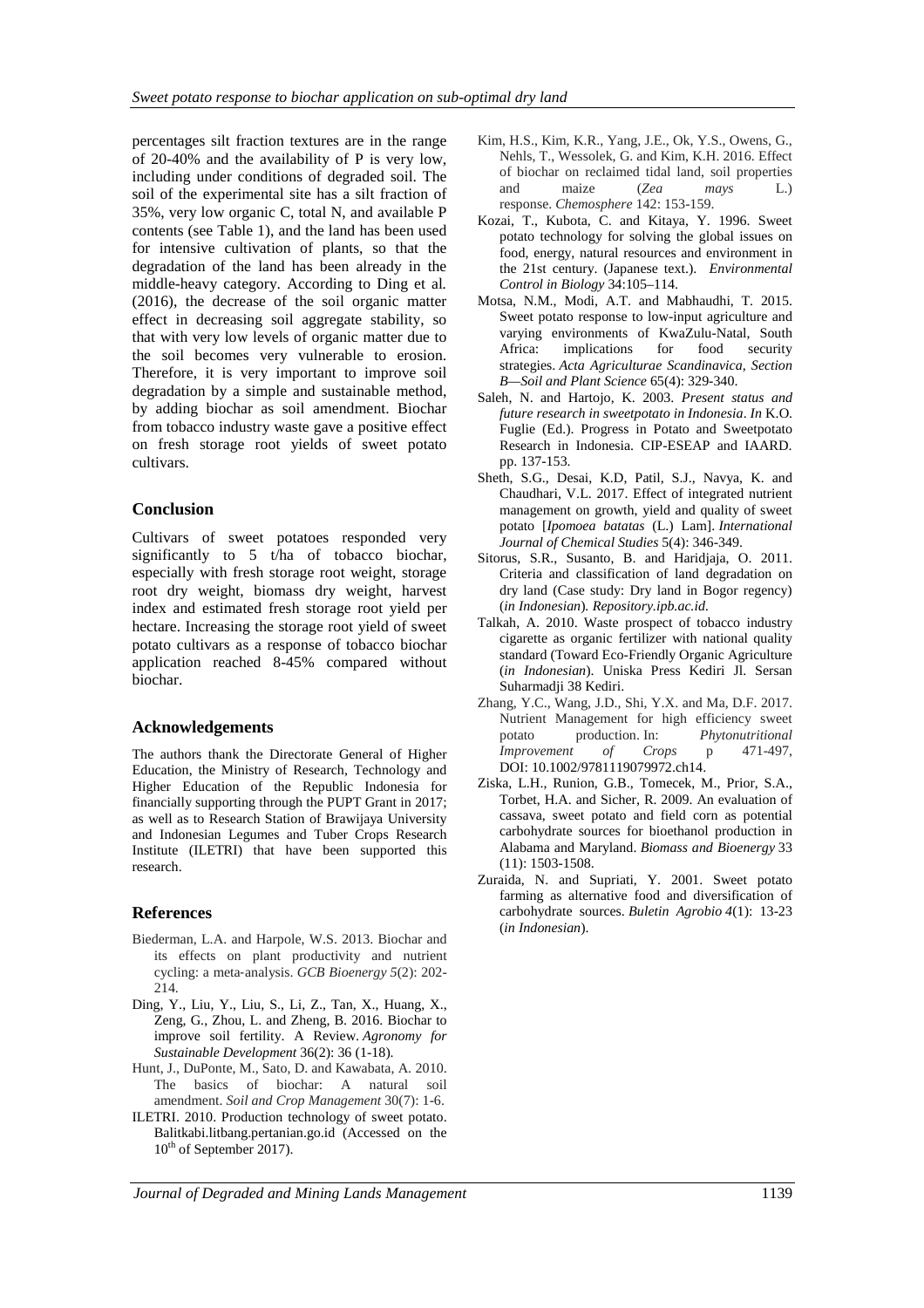percentages silt fraction textures are in the range of 20-40% and the availability of P is very low, including under conditions of degraded soil. The soil of the experimental site has a silt fraction of 35%, very low organic C, total N, and available P contents (see Table 1), and the land has been used for intensive cultivation of plants, so that the degradation of the land has been already in the middle-heavy category. According to Ding et al. (2016), the decrease of the soil organic matter effect in decreasing soil aggregate stability, so that with very low levels of organic matter due to the soil becomes very vulnerable to erosion. Therefore, it is very important to improve soil degradation by a simple and sustainable method, by adding biochar as soil amendment. Biochar from tobacco industry waste gave a positive effect on fresh storage root yields of sweet potato cultivars.

## Conclusion

Cultivars of sweet potatoes responded very significantly to 5 t/ha of tobacco biochar, especially with fresh storage root weight, storage root dry weight, biomass dry weight, harvest index and estimated fresh storage root yield per hectare. Increasing the storage root yield of sweet potato cultivars as a response of tobacco biochar application reached 8-45% compared without biochar.

## Acknowledgements

The authors thank the Directorate General of Higher Education, the Ministry of Research, Technology and Higher Education of the Republic Indonesia for financially supporting through the PUPT Grant in 2017; as well as to Research Station of Brawijaya University and Indonesian Legumes and Tuber Crops Research Institute (ILETRI) that have been supported this research.

## References

Biederman, L.A. and Harpole, W.S. 2013. Biochar and its effects on plant productivity and nutrient cycling: a meta-analysis. *GCB Bioenergy 5*(2): 202-214.

Ding, Y., Liu, Y., Liu, S., Li, Z., Tan, X., Huang, X., Zeng, G., Zhou, L. and Zheng, B. 2016. Biochar to improve soil fertility. A Review. *Agronomy for Sustainable Development* 36(2): 36 (1-18).

Hunt, J., DuPonte, M., Sato, D. and Kawabata, A. 2010. The basics of biochar: A natural soil amendment. *Soil and Crop Management* 30(7): 1-6.

ILETRI. 2010. Production technology of sweet potato. Balitkabi.litbang.pertanian.go.id (Accessed on the 10th of September 2017).

Kim, H.S., Kim, K.R., Yang, J.E., Ok, Y.S., Owens, G., Nehls, T., Wessolek, G. and Kim, K.H. 2016. Effect of biochar on reclaimed tidal land, soil properties and maize (*Zea mays* L.) response. *Chemosphere* 142: 153-159.

Kozai, T., Kubota, C. and Kitaya, Y. 1996. Sweet potato technology for solving the global issues on food, energy, natural resources and environment in the 21st century. (Japanese text.). *Environmental Control in Biology* 34:105–114.

Motsa, N.M., Modi, A.T. and Mabhaudhi, T. 2015. Sweet potato response to low-input agriculture and varying environments of KwaZulu-Natal, South Africa: implications for food security strategies. *Acta Agriculturae Scandinavica, Section B—Soil and Plant Science* 65(4): 329-340.

Saleh, N. and Hartojo, K. 2003. *Present status and future research in sweetpotato in Indonesia*. *In* K.O. Fuglie (Ed.). Progress in Potato and Sweetpotato Research in Indonesia. CIP-ESEAP and IAARD. pp. 137-153.

Sheth, S.G., Desai, K.D, Patil, S.J., Navya, K. and Chaudhari, V.L. 2017. Effect of integrated nutrient management on growth, yield and quality of sweet potato [*Ipomoea batatas* (L.) Lam]. *International Journal of Chemical Studies* 5(4): 346-349.

Sitorus, S.R., Susanto, B. and Haridjaja, O. 2011. Criteria and classification of land degradation on dry land (Case study: Dry land in Bogor regency) (*in Indonesian*). *Repository.ipb.ac.id*.

Talkah, A. 2010. Waste prospect of tobacco industry cigarette as organic fertilizer with national quality standard (Toward Eco-Friendly Organic Agriculture (*in Indonesian*). Uniska Press Kediri Jl. Sersan Suharmadji 38 Kediri.

Zhang, Y.C., Wang, J.D., Shi, Y.X. and Ma, D.F. 2017. Nutrient Management for high efficiency sweet potato production. In: *Phytonutritional Improvement of Crops* p 471-497, DOI: 10.1002/9781119079972.ch14.

Ziska, L.H., Runion, G.B., Tomecek, M., Prior, S.A., Torbet, H.A. and Sicher, R. 2009. An evaluation of cassava, sweet potato and field corn as potential carbohydrate sources for bioethanol production in Alabama and Maryland. *Biomass and Bioenergy* 33 (11): 1503-1508.

Zuraida, N. and Supriati, Y. 2001. Sweet potato farming as alternative food and diversification of carbohydrate sources. *Buletin Agrobio 4*(1): 13-23 (*in Indonesian*).